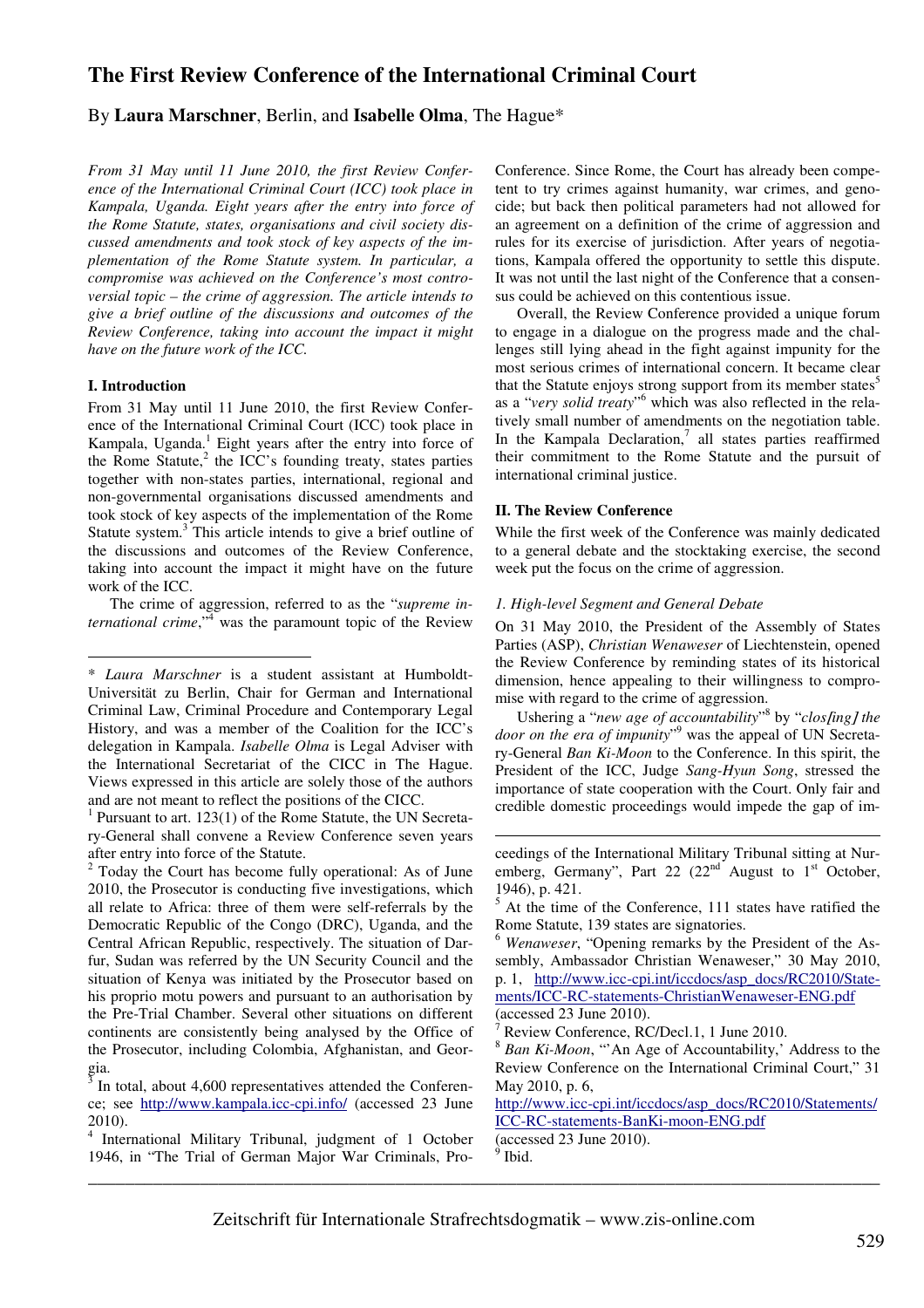# The First Review Conference of the International Criminal Court

By **Laura Marschner**, Berlin, and **Isabelle Olma**, The Hague*

*From 31 May until 11 June 2010, the first Review Conference of the International Criminal Court (ICC) took place in Kampala, Uganda. Eight years after the entry into force of the Rome Statute, states, organisations and civil society discussed amendments and took stock of key aspects of the implementation of the Rome Statute system. In particular, a compromise was achieved on the Conference's most controversial topic – the crime of aggression. The article intends to give a brief outline of the discussions and outcomes of the Review Conference, taking into account the impact it might have on the future work of the ICC.*

## I. Introduction

From 31 May until 11 June 2010, the first Review Conference of the International Criminal Court (ICC) took place in Kampala, Uganda.[1] Eight years after the entry into force of the Rome Statute,[2] the ICC's founding treaty, states parties together with non-states parties, international, regional and non-governmental organisations discussed amendments and took stock of key aspects of the implementation of the Rome Statute system.[3] This article intends to give a brief outline of the discussions and outcomes of the Review Conference, taking into account the impact it might have on the future work of the ICC.

The crime of aggression, referred to as the "*supreme international crime*,"[4] was the paramount topic of the Review Conference. Since Rome, the Court has already been competent to try crimes against humanity, war crimes, and genocide; but back then political parameters had not allowed for an agreement on a definition of the crime of aggression and rules for its exercise of jurisdiction. After years of negotiations, Kampala offered the opportunity to settle this dispute. It was not until the last night of the Conference that a consensus could be achieved on this contentious issue.

Overall, the Review Conference provided a unique forum to engage in a dialogue on the progress made and the challenges still lying ahead in the fight against impunity for the most serious crimes of international concern. It became clear that the Statute enjoys strong support from its member states[5] as a "*very solid treaty*"[6] which was also reflected in the relatively small number of amendments on the negotiation table. In the Kampala Declaration,[7] all states parties reaffirmed their commitment to the Rome Statute and the pursuit of international criminal justice.

## II. The Review Conference

While the first week of the Conference was mainly dedicated to a general debate and the stocktaking exercise, the second week put the focus on the crime of aggression.

### *1. High-level Segment and General Debate*

On 31 May 2010, the President of the Assembly of States Parties (ASP), *Christian Wenaweser* of Liechtenstein, opened the Review Conference by reminding states of its historical dimension, hence appealing to their willingness to compromise with regard to the crime of aggression.

Ushering a "*new age of accountability*"[8] by "*clos[ing] the door on the era of impunity*"[9] was the appeal of UN Secretary-General *Ban Ki-Moon* to the Conference. In this spirit, the President of the ICC, Judge *Sang-Hyun Song*, stressed the importance of state cooperation with the Court. Only fair and credible domestic proceedings would impede the gap of im-

---

\* *Laura Marschner* is a student assistant at Humboldt-Universität zu Berlin, Chair for German and International Criminal Law, Criminal Procedure and Contemporary Legal History, and was a member of the Coalition for the ICC's delegation in Kampala. *Isabelle Olma* is Legal Adviser with the International Secretariat of the CICC in The Hague. Views expressed in this article are solely those of the authors and are not meant to reflect the positions of the CICC.

[1] Pursuant to art. 123(1) of the Rome Statute, the UN Secretary-General shall convene a Review Conference seven years after entry into force of the Statute.

[2] Today the Court has become fully operational: As of June 2010, the Prosecutor is conducting five investigations, which all relate to Africa: three of them were self-referrals by the Democratic Republic of the Congo (DRC), Uganda, and the Central African Republic, respectively. The situation of Darfur, Sudan was referred by the UN Security Council and the situation of Kenya was initiated by the Prosecutor based on his proprio motu powers and pursuant to an authorisation by the Pre-Trial Chamber. Several other situations on different continents are consistently being analysed by the Office of the Prosecutor, including Colombia, Afghanistan, and Georgia.

[3] In total, about 4,600 representatives attended the Conference; see http://www.kampala.icc-cpi.info/ (accessed 23 June 2010).

[4] International Military Tribunal, judgment of 1 October 1946, in "The Trial of German Major War Criminals, Proceedings of the International Military Tribunal sitting at Nuremberg, Germany", Part 22 (22nd August to 1st October, 1946), p. 421.

[5] At the time of the Conference, 111 states have ratified the Rome Statute, 139 states are signatories.

[6] *Wenaweser*, "Opening remarks by the President of the Assembly, Ambassador Christian Wenaweser," 30 May 2010, p. 1, http://www.icc-cpi.int/iccdocs/asp_docs/RC2010/Statements/ICC-RC-statements-ChristianWenaweser-ENG.pdf (accessed 23 June 2010).

[7] Review Conference, RC/Decl.1, 1 June 2010.

[8] *Ban Ki-Moon*, "'An Age of Accountability,' Address to the Review Conference on the International Criminal Court," 31 May 2010, p. 6, http://www.icc-cpi.int/iccdocs/asp_docs/RC2010/Statements/ICC-RC-statements-BanKi-moon-ENG.pdf (accessed 23 June 2010).

[9] Ibid.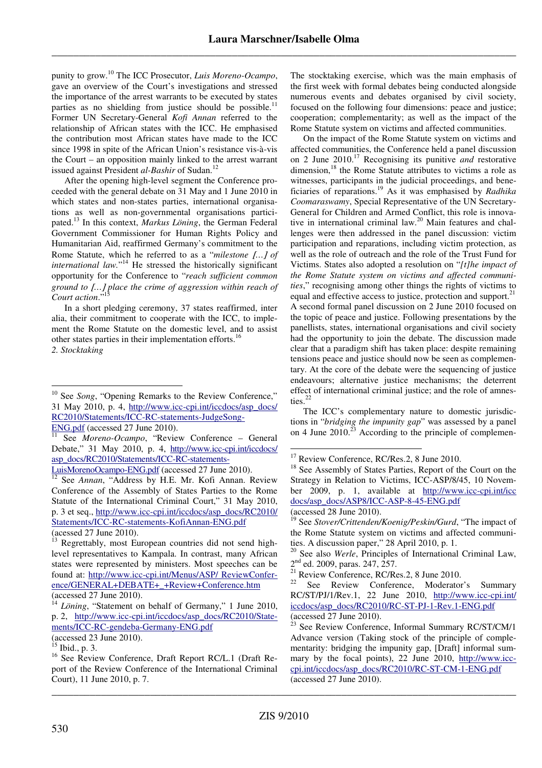punity to grow.[10] The ICC Prosecutor, *Luis Moreno-Ocampo*, gave an overview of the Court's investigations and stressed the importance of the arrest warrants to be executed by states parties as no shielding from justice should be possible.[11] Former UN Secretary-General *Kofi Annan* referred to the relationship of African states with the ICC. He emphasised the contribution most African states have made to the ICC since 1998 in spite of the African Union's resistance vis-à-vis the Court – an opposition mainly linked to the arrest warrant issued against President *al-Bashir* of Sudan.[12]

After the opening high-level segment the Conference proceeded with the general debate on 31 May and 1 June 2010 in which states and non-states parties, international organisations as well as non-governmental organisations participated.[13] In this context, *Markus Löning*, the German Federal Government Commissioner for Human Rights Policy and Humanitarian Aid, reaffirmed Germany's commitment to the Rome Statute, which he referred to as a "*milestone […] of international law.*"[14] He stressed the historically significant opportunity for the Conference to "*reach sufficient common ground to […] place the crime of aggression within reach of Court action.*"[15]

In a short pledging ceremony, 37 states reaffirmed, inter alia, their commitment to cooperate with the ICC, to implement the Rome Statute on the domestic level, and to assist other states parties in their implementation efforts.[16]

*2. Stocktaking*

The stocktaking exercise, which was the main emphasis of the first week with formal debates being conducted alongside numerous events and debates organised by civil society, focused on the following four dimensions: peace and justice; cooperation; complementarity; as well as the impact of the Rome Statute system on victims and affected communities.

On the impact of the Rome Statute system on victims and affected communities, the Conference held a panel discussion on 2 June 2010.[17] Recognising its punitive *and* restorative dimension,[18] the Rome Statute attributes to victims a role as witnesses, participants in the judicial proceedings, and beneficiaries of reparations.[19] As it was emphasised by *Radhika Coomaraswamy*, Special Representative of the UN Secretary-General for Children and Armed Conflict, this role is innovative in international criminal law.[20] Main features and challenges were then addressed in the panel discussion: victim participation and reparations, including victim protection, as well as the role of outreach and the role of the Trust Fund for Victims. States also adopted a resolution on "*[t]he impact of the Rome Statute system on victims and affected communities*," recognising among other things the rights of victims to equal and effective access to justice, protection and support.[21] A second formal panel discussion on 2 June 2010 focused on the topic of peace and justice. Following presentations by the panellists, states, international organisations and civil society had the opportunity to join the debate. The discussion made clear that a paradigm shift has taken place: despite remaining tensions peace and justice should now be seen as complementary. At the core of the debate were the sequencing of justice endeavours; alternative justice mechanisms; the deterrent effect of international criminal justice; and the role of amnesties.[22]

The ICC's complementary nature to domestic jurisdictions in "*bridging the impunity gap*" was assessed by a panel on 4 June 2010.[23] According to the principle of complemen-

---

[10] See *Song*, "Opening Remarks to the Review Conference," 31 May 2010, p. 4, http://www.icc-cpi.int/iccdocs/asp_docs/RC2010/Statements/ICC-RC-statements-JudgeSong-ENG.pdf (accessed 27 June 2010).

[11] See *Moreno-Ocampo*, "Review Conference – General Debate," 31 May 2010, p. 4, http://www.icc-cpi.int/iccdocs/asp_docs/RC2010/Statements/ICC-RC-statements-LuisMorenoOcampo-ENG.pdf (accessed 27 June 2010).

[12] See *Annan*, "Address by H.E. Mr. Kofi Annan. Review Conference of the Assembly of States Parties to the Rome Statute of the International Criminal Court," 31 May 2010, p. 3 et seq., http://www.icc-cpi.int/iccdocs/asp_docs/RC2010/Statements/ICC-RC-statements-KofiAnnan-ENG.pdf (accessed 27 June 2010).

[13] Regrettably, most European countries did not send high-level representatives to Kampala. In contrast, many African states were represented by ministers. Most speeches can be found at: http://www.icc-cpi.int/Menus/ASP/ ReviewConference/GENERAL+DEBATE+_+Review+Conference.htm (accessed 27 June 2010).

[14] *Löning*, "Statement on behalf of Germany," 1 June 2010, p. 2, http://www.icc-cpi.int/iccdocs/asp_docs/RC2010/Statements/ICC-RC-gendeba-Germany-ENG.pdf (accessed 23 June 2010).

[15] Ibid., p. 3.

[16] See Review Conference, Draft Report RC/L.1 (Draft Report of the Review Conference of the International Criminal Court), 11 June 2010, p. 7.

[17] Review Conference, RC/Res.2, 8 June 2010.

[18] See Assembly of States Parties, Report of the Court on the Strategy in Relation to Victims, ICC-ASP/8/45, 10 November 2009, p. 1, available at http://www.icc-cpi.int/iccdocs/asp_docs/ASP8/ICC-ASP-8-45-ENG.pdf (accessed 28 June 2010).

[19] See *Stover/Crittenden/Koenig/Peskin/Gurd*, "The impact of the Rome Statute system on victims and affected communities. A discussion paper," 28 April 2010, p. 1.

[20] See also *Werle*, Principles of International Criminal Law, 2nd ed. 2009, paras. 247, 257.

[21] Review Conference, RC/Res.2, 8 June 2010.

[22] See Review Conference, Moderator's Summary RC/ST/PJ/1/Rev.1, 22 June 2010, http://www.icc-cpi.int/iccdocs/asp_docs/RC2010/RC-ST-PJ-1-Rev.1-ENG.pdf (accessed 27 June 2010).

[23] See Review Conference, Informal Summary RC/ST/CM/1 Advance version (Taking stock of the principle of complementarity: bridging the impunity gap, [Draft] informal summary by the focal points), 22 June 2010, http://www.icc-cpi.int/iccdocs/asp_docs/RC2010/RC-ST-CM-1-ENG.pdf (accessed 27 June 2010).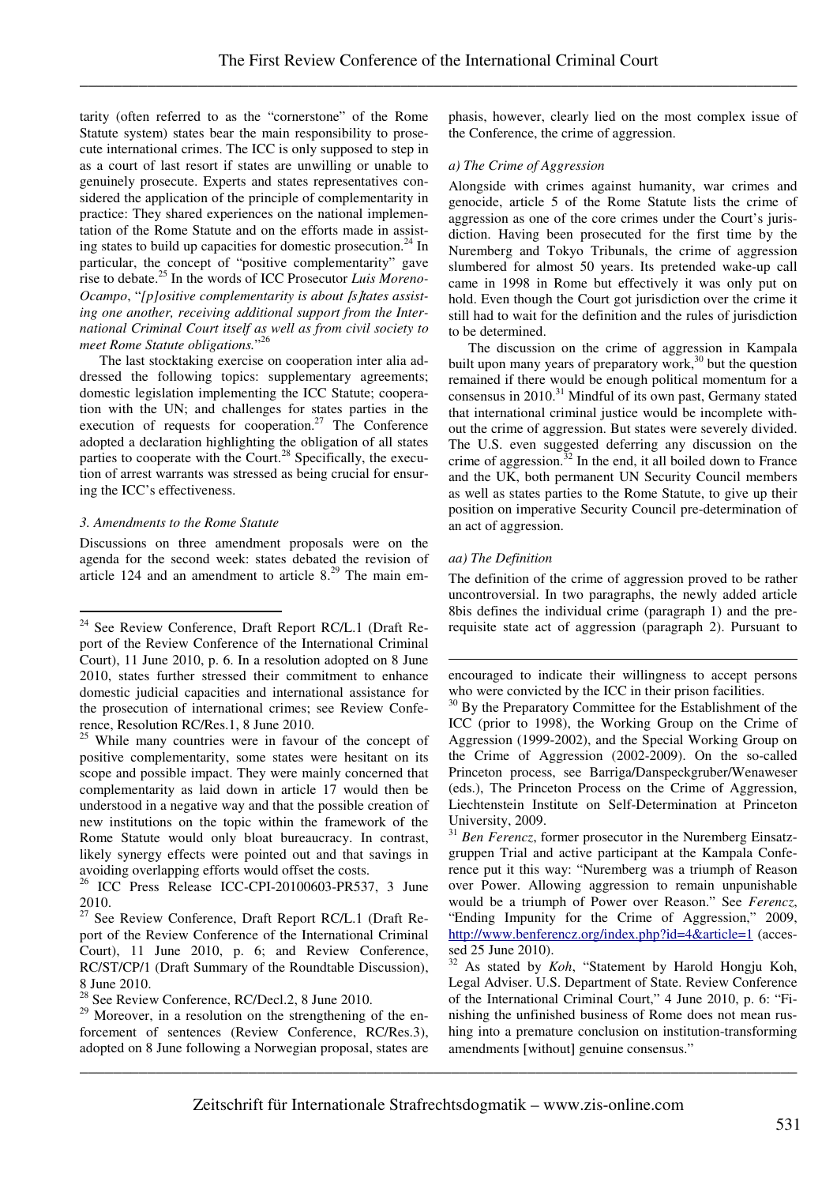tarity (often referred to as the "cornerstone" of the Rome Statute system) states bear the main responsibility to prosecute international crimes. The ICC is only supposed to step in as a court of last resort if states are unwilling or unable to genuinely prosecute. Experts and states representatives considered the application of the principle of complementarity in practice: They shared experiences on the national implementation of the Rome Statute and on the efforts made in assisting states to build up capacities for domestic prosecution.[24] In particular, the concept of "positive complementarity" gave rise to debate.[25] In the words of ICC Prosecutor *Luis Moreno-Ocampo*, "*[p]ositive complementarity is about [s]tates assisting one another, receiving additional support from the International Criminal Court itself as well as from civil society to meet Rome Statute obligations.*"[26]

The last stocktaking exercise on cooperation inter alia addressed the following topics: supplementary agreements; domestic legislation implementing the ICC Statute; cooperation with the UN; and challenges for states parties in the execution of requests for cooperation.[27] The Conference adopted a declaration highlighting the obligation of all states parties to cooperate with the Court.[28] Specifically, the execution of arrest warrants was stressed as being crucial for ensuring the ICC's effectiveness.

### *3. Amendments to the Rome Statute*

Discussions on three amendment proposals were on the agenda for the second week: states debated the revision of article 124 and an amendment to article 8.[29] The main emphasis, however, clearly lied on the most complex issue of the Conference, the crime of aggression.

#### *a) The Crime of Aggression*

Alongside with crimes against humanity, war crimes and genocide, article 5 of the Rome Statute lists the crime of aggression as one of the core crimes under the Court's jurisdiction. Having been prosecuted for the first time by the Nuremberg and Tokyo Tribunals, the crime of aggression slumbered for almost 50 years. Its pretended wake-up call came in 1998 in Rome but effectively it was only put on hold. Even though the Court got jurisdiction over the crime it still had to wait for the definition and the rules of jurisdiction to be determined.

The discussion on the crime of aggression in Kampala built upon many years of preparatory work,[30] but the question remained if there would be enough political momentum for a consensus in 2010.[31] Mindful of its own past, Germany stated that international criminal justice would be incomplete without the crime of aggression. But states were severely divided. The U.S. even suggested deferring any discussion on the crime of aggression.[32] In the end, it all boiled down to France and the UK, both permanent UN Security Council members as well as states parties to the Rome Statute, to give up their position on imperative Security Council pre-determination of an act of aggression.

#### *aa) The Definition*

The definition of the crime of aggression proved to be rather uncontroversial. In two paragraphs, the newly added article 8bis defines the individual crime (paragraph 1) and the prerequisite state act of aggression (paragraph 2). Pursuant to

---

[24] See Review Conference, Draft Report RC/L.1 (Draft Report of the Review Conference of the International Criminal Court), 11 June 2010, p. 6. In a resolution adopted on 8 June 2010, states further stressed their commitment to enhance domestic judicial capacities and international assistance for the prosecution of international crimes; see Review Conference, Resolution RC/Res.1, 8 June 2010.

[25] While many countries were in favour of the concept of positive complementarity, some states were hesitant on its scope and possible impact. They were mainly concerned that complementarity as laid down in article 17 would then be understood in a negative way and that the possible creation of new institutions on the topic within the framework of the Rome Statute would only bloat bureaucracy. In contrast, likely synergy effects were pointed out and that savings in avoiding overlapping efforts would offset the costs.

[26] ICC Press Release ICC-CPI-20100603-PR537, 3 June 2010.

[27] See Review Conference, Draft Report RC/L.1 (Draft Report of the Review Conference of the International Criminal Court), 11 June 2010, p. 6; and Review Conference, RC/ST/CP/1 (Draft Summary of the Roundtable Discussion), 8 June 2010.

[28] See Review Conference, RC/Decl.2, 8 June 2010.

[29] Moreover, in a resolution on the strengthening of the enforcement of sentences (Review Conference, RC/Res.3), adopted on 8 June following a Norwegian proposal, states are encouraged to indicate their willingness to accept persons who were convicted by the ICC in their prison facilities.

[30] By the Preparatory Committee for the Establishment of the ICC (prior to 1998), the Working Group on the Crime of Aggression (1999-2002), and the Special Working Group on the Crime of Aggression (2002-2009). On the so-called Princeton process, see Barriga/Danspeckgruber/Wenaweser (eds.), The Princeton Process on the Crime of Aggression, Liechtenstein Institute on Self-Determination at Princeton University, 2009.

[31] *Ben Ferencz*, former prosecutor in the Nuremberg Einsatzgruppen Trial and active participant at the Kampala Conference put it this way: "Nuremberg was a triumph of Reason over Power. Allowing aggression to remain unpunishable would be a triumph of Power over Reason." See *Ferencz*, "Ending Impunity for the Crime of Aggression," 2009, http://www.benferencz.org/index.php?id=4&article=1 (accessed 25 June 2010).

[32] As stated by *Koh*, "Statement by Harold Hongju Koh, Legal Adviser. U.S. Department of State. Review Conference of the International Criminal Court," 4 June 2010, p. 6: "Finishing the unfinished business of Rome does not mean rushing into a premature conclusion on institution-transforming amendments [without] genuine consensus."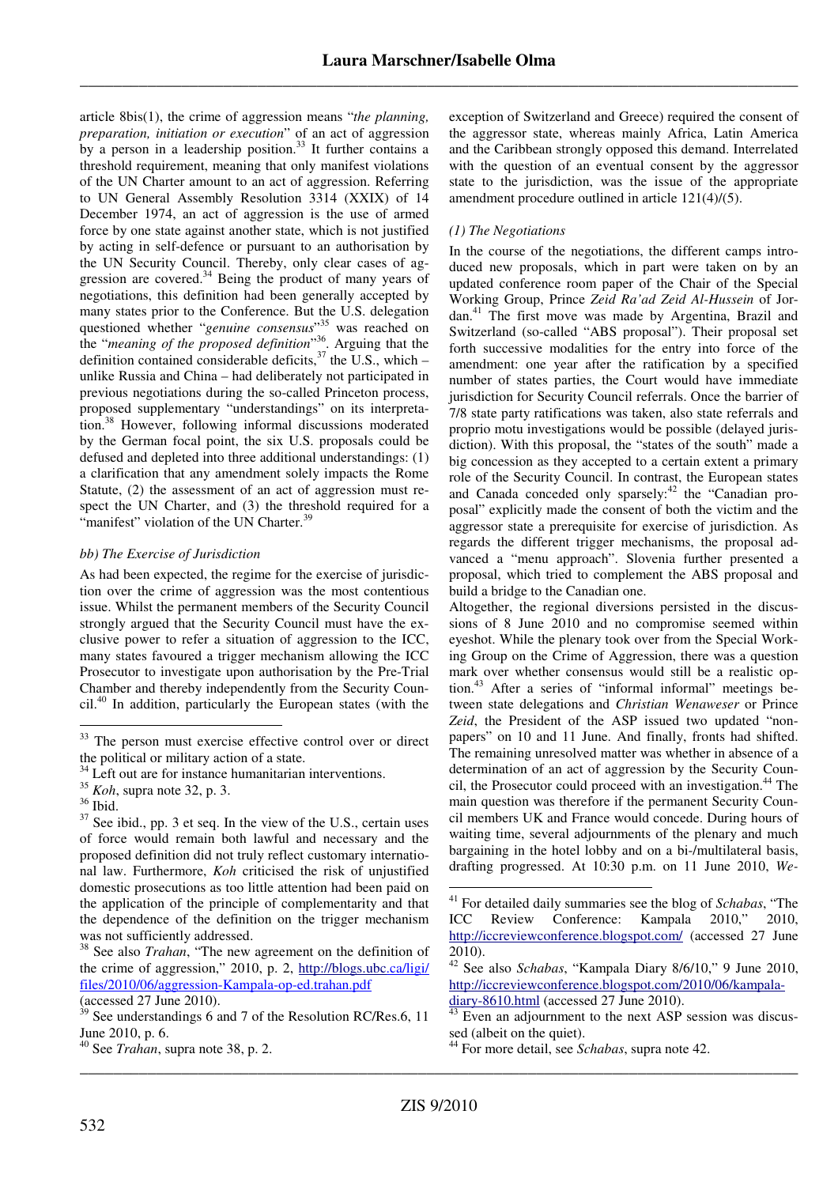article 8bis(1), the crime of aggression means "*the planning, preparation, initiation or execution*" of an act of aggression by a person in a leadership position.[33] It further contains a threshold requirement, meaning that only manifest violations of the UN Charter amount to an act of aggression. Referring to UN General Assembly Resolution 3314 (XXIX) of 14 December 1974, an act of aggression is the use of armed force by one state against another state, which is not justified by acting in self-defence or pursuant to an authorisation by the UN Security Council. Thereby, only clear cases of aggression are covered.[34] Being the product of many years of negotiations, this definition had been generally accepted by many states prior to the Conference. But the U.S. delegation questioned whether "*genuine consensus*"[35] was reached on the "*meaning of the proposed definition*"[36]. Arguing that the definition contained considerable deficits,[37] the U.S., which – unlike Russia and China – had deliberately not participated in previous negotiations during the so-called Princeton process, proposed supplementary "understandings" on its interpretation.[38] However, following informal discussions moderated by the German focal point, the six U.S. proposals could be defused and depleted into three additional understandings: (1) a clarification that any amendment solely impacts the Rome Statute, (2) the assessment of an act of aggression must respect the UN Charter, and (3) the threshold required for a "manifest" violation of the UN Charter.[39]

#### *bb) The Exercise of Jurisdiction*

As had been expected, the regime for the exercise of jurisdiction over the crime of aggression was the most contentious issue. Whilst the permanent members of the Security Council strongly argued that the Security Council must have the exclusive power to refer a situation of aggression to the ICC, many states favoured a trigger mechanism allowing the ICC Prosecutor to investigate upon authorisation by the Pre-Trial Chamber and thereby independently from the Security Council.[40] In addition, particularly the European states (with the exception of Switzerland and Greece) required the consent of the aggressor state, whereas mainly Africa, Latin America and the Caribbean strongly opposed this demand. Interrelated with the question of an eventual consent by the aggressor state to the jurisdiction, was the issue of the appropriate amendment procedure outlined in article 121(4)/(5).

#### *(1) The Negotiations*

In the course of the negotiations, the different camps introduced new proposals, which in part were taken on by an updated conference room paper of the Chair of the Special Working Group, Prince *Zeid Ra'ad Zeid Al-Hussein* of Jordan.[41] The first move was made by Argentina, Brazil and Switzerland (so-called "ABS proposal"). Their proposal set forth successive modalities for the entry into force of the amendment: one year after the ratification by a specified number of states parties, the Court would have immediate jurisdiction for Security Council referrals. Once the barrier of 7/8 state party ratifications was taken, also state referrals and proprio motu investigations would be possible (delayed jurisdiction). With this proposal, the "states of the south" made a big concession as they accepted to a certain extent a primary role of the Security Council. In contrast, the European states and Canada conceded only sparsely:[42] the "Canadian proposal" explicitly made the consent of both the victim and the aggressor state a prerequisite for exercise of jurisdiction. As regards the different trigger mechanisms, the proposal advanced a "menu approach". Slovenia further presented a proposal, which tried to complement the ABS proposal and build a bridge to the Canadian one.

Altogether, the regional diversions persisted in the discussions of 8 June 2010 and no compromise seemed within eyeshot. While the plenary took over from the Special Working Group on the Crime of Aggression, there was a question mark over whether consensus would still be a realistic option.[43] After a series of "informal informal" meetings between state delegations and *Christian Wenaweser* or Prince *Zeid*, the President of the ASP issued two updated "non-papers" on 10 and 11 June. And finally, fronts had shifted. The remaining unresolved matter was whether in absence of a determination of an act of aggression by the Security Council, the Prosecutor could proceed with an investigation.[44] The main question was therefore if the permanent Security Council members UK and France would concede. During hours of waiting time, several adjournments of the plenary and much bargaining in the hotel lobby and on a bi-/multilateral basis, drafting progressed. At 10:30 p.m. on 11 June 2010, *We-*

---

[33] The person must exercise effective control over or direct the political or military action of a state.

[34] Left out are for instance humanitarian interventions.

[35] *Koh*, supra note 32, p. 3.

[36] Ibid.

[37] See ibid., pp. 3 et seq. In the view of the U.S., certain uses of force would remain both lawful and necessary and the proposed definition did not truly reflect customary international law. Furthermore, *Koh* criticised the risk of unjustified domestic prosecutions as too little attention had been paid on the application of the principle of complementarity and that the dependence of the definition on the trigger mechanism was not sufficiently addressed.

[38] See also *Trahan*, "The new agreement on the definition of the crime of aggression," 2010, p. 2, http://blogs.ubc.ca/ligi/files/2010/06/aggression-Kampala-op-ed.trahan.pdf (accessed 27 June 2010).

[39] See understandings 6 and 7 of the Resolution RC/Res.6, 11 June 2010, p. 6.

[40] See *Trahan*, supra note 38, p. 2.

[41] For detailed daily summaries see the blog of *Schabas*, "The ICC Review Conference: Kampala 2010," 2010, http://iccreviewconference.blogspot.com/ (accessed 27 June 2010).

[42] See also *Schabas*, "Kampala Diary 8/6/10," 9 June 2010, http://iccreviewconference.blogspot.com/2010/06/kampala-diary-8610.html (accessed 27 June 2010).

[43] Even an adjournment to the next ASP session was discussed (albeit on the quiet).

[44] For more detail, see *Schabas*, supra note 42.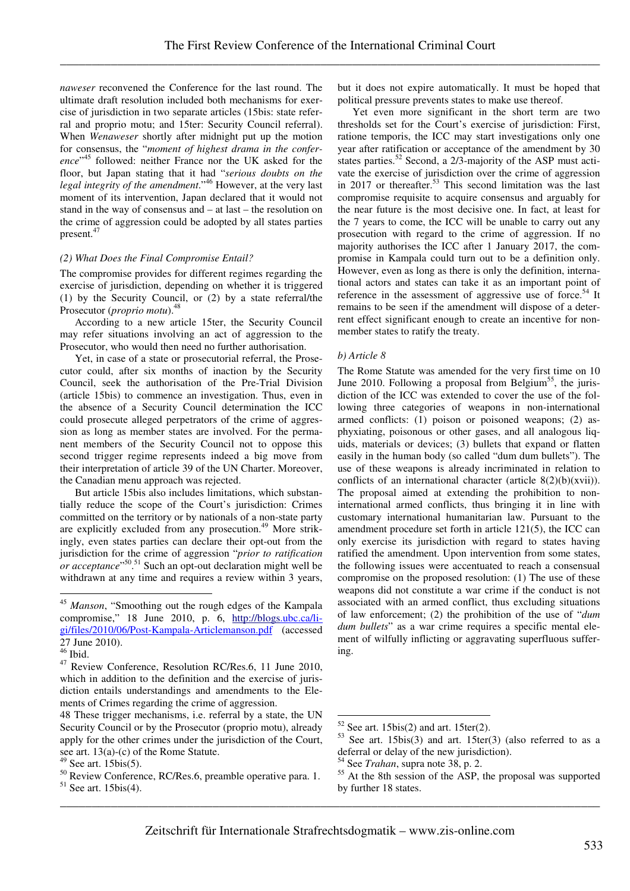*naweser* reconvened the Conference for the last round. The ultimate draft resolution included both mechanisms for exercise of jurisdiction in two separate articles (15bis: state referral and proprio motu; and 15ter: Security Council referral). When *Wenaweser* shortly after midnight put up the motion for consensus, the "*moment of highest drama in the conference*"[45] followed: neither France nor the UK asked for the floor, but Japan stating that it had "*serious doubts on the legal integrity of the amendment*."[46] However, at the very last moment of its intervention, Japan declared that it would not stand in the way of consensus and – at last – the resolution on the crime of aggression could be adopted by all states parties present.[47]

*(2) What Does the Final Compromise Entail?*

The compromise provides for different regimes regarding the exercise of jurisdiction, depending on whether it is triggered (1) by the Security Council, or (2) by a state referral/the Prosecutor (*proprio motu*).[48]

According to a new article 15ter, the Security Council may refer situations involving an act of aggression to the Prosecutor, who would then need no further authorisation.

Yet, in case of a state or prosecutorial referral, the Prosecutor could, after six months of inaction by the Security Council, seek the authorisation of the Pre-Trial Division (article 15bis) to commence an investigation. Thus, even in the absence of a Security Council determination the ICC could prosecute alleged perpetrators of the crime of aggression as long as member states are involved. For the permanent members of the Security Council not to oppose this second trigger regime represents indeed a big move from their interpretation of article 39 of the UN Charter. Moreover, the Canadian menu approach was rejected.

But article 15bis also includes limitations, which substantially reduce the scope of the Court's jurisdiction: Crimes committed on the territory or by nationals of a non-state party are explicitly excluded from any prosecution.[49] More strikingly, even states parties can declare their opt-out from the jurisdiction for the crime of aggression "*prior to ratification or acceptance*"[50].[51] Such an opt-out declaration might well be withdrawn at any time and requires a review within 3 years, but it does not expire automatically. It must be hoped that political pressure prevents states to make use thereof.

Yet even more significant in the short term are two thresholds set for the Court's exercise of jurisdiction: First, ratione temporis, the ICC may start investigations only one year after ratification or acceptance of the amendment by 30 states parties.[52] Second, a 2/3-majority of the ASP must activate the exercise of jurisdiction over the crime of aggression in 2017 or thereafter.[53] This second limitation was the last compromise requisite to acquire consensus and arguably for the near future is the most decisive one. In fact, at least for the 7 years to come, the ICC will be unable to carry out any prosecution with regard to the crime of aggression. If no majority authorises the ICC after 1 January 2017, the compromise in Kampala could turn out to be a definition only. However, even as long as there is only the definition, international actors and states can take it as an important point of reference in the assessment of aggressive use of force.[54] It remains to be seen if the amendment will dispose of a deterrent effect significant enough to create an incentive for nonmember states to ratify the treaty.

*b) Article 8*

The Rome Statute was amended for the very first time on 10 June 2010. Following a proposal from Belgium[55], the jurisdiction of the ICC was extended to cover the use of the following three categories of weapons in non-international armed conflicts: (1) poison or poisoned weapons; (2) asphyxiating, poisonous or other gases, and all analogous liquids, materials or devices; (3) bullets that expand or flatten easily in the human body (so called "dum dum bullets"). The use of these weapons is already incriminated in relation to conflicts of an international character (article 8(2)(b)(xvii)). The proposal aimed at extending the prohibition to noninternational armed conflicts, thus bringing it in line with customary international humanitarian law. Pursuant to the amendment procedure set forth in article 121(5), the ICC can only exercise its jurisdiction with regard to states having ratified the amendment. Upon intervention from some states, the following issues were accentuated to reach a consensual compromise on the proposed resolution: (1) The use of these weapons did not constitute a war crime if the conduct is not associated with an armed conflict, thus excluding situations of law enforcement; (2) the prohibition of the use of "*dum dum bullets*" as a war crime requires a specific mental element of wilfully inflicting or aggravating superfluous suffering.

---

[45] *Manson*, "Smoothing out the rough edges of the Kampala compromise," 18 June 2010, p. 6, http://blogs.ubc.ca/ligi/files/2010/06/Post-Kampala-Articlemanson.pdf (accessed 27 June 2010).

[46] Ibid.

[47] Review Conference, Resolution RC/Res.6, 11 June 2010, which in addition to the definition and the exercise of jurisdiction entails understandings and amendments to the Elements of Crimes regarding the crime of aggression.

48 These trigger mechanisms, i.e. referral by a state, the UN Security Council or by the Prosecutor (proprio motu), already apply for the other crimes under the jurisdiction of the Court, see art. 13(a)-(c) of the Rome Statute.

[49] See art. 15bis(5).

[50] Review Conference, RC/Res.6, preamble operative para. 1.

[51] See art. 15bis(4).

[52] See art. 15bis(2) and art. 15ter(2).

[53] See art. 15bis(3) and art. 15ter(3) (also referred to as a deferral or delay of the new jurisdiction).

[54] See *Trahan*, supra note 38, p. 2.

[55] At the 8th session of the ASP, the proposal was supported by further 18 states.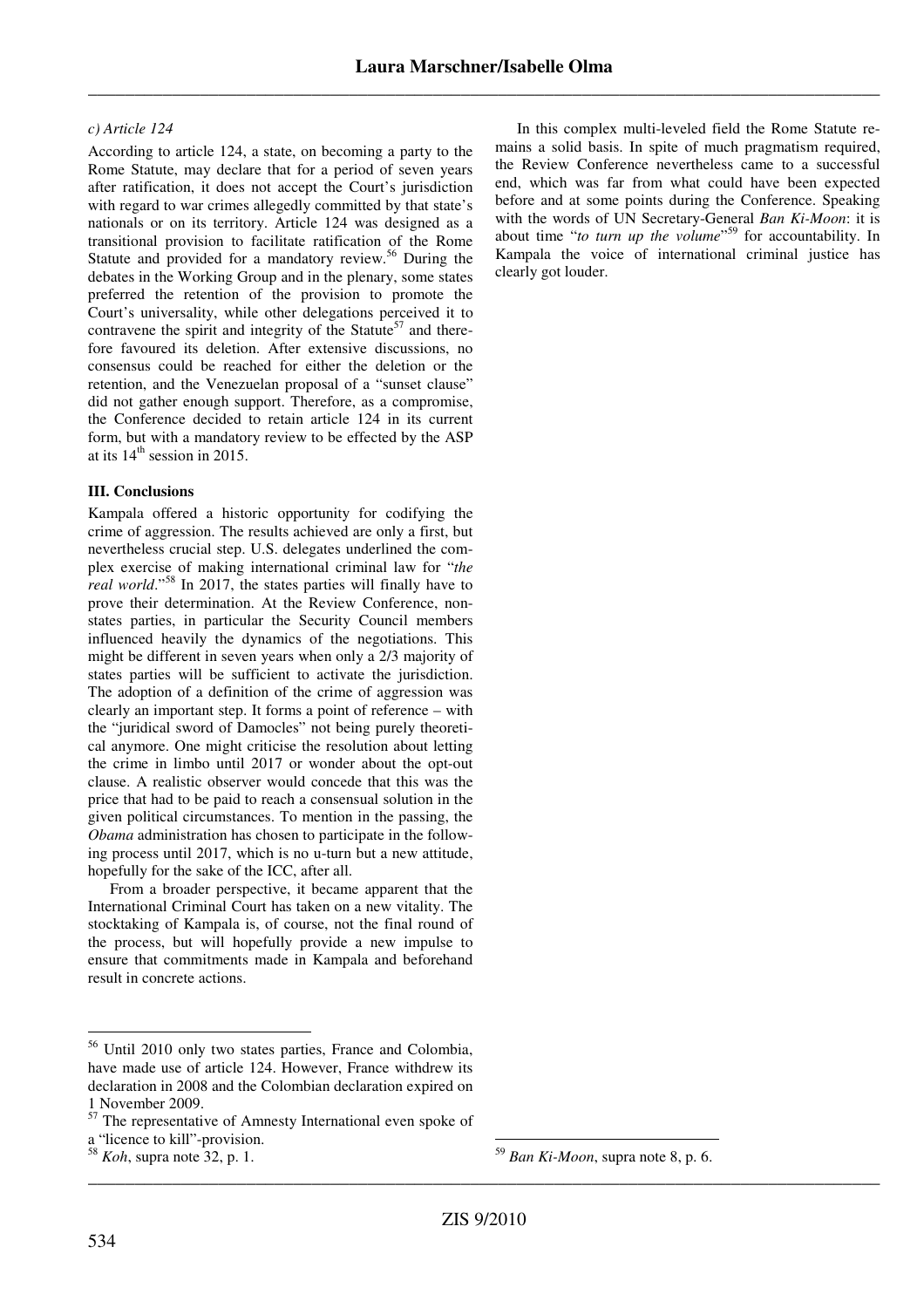### c) Article 124

According to article 124, a state, on becoming a party to the Rome Statute, may declare that for a period of seven years after ratification, it does not accept the Court's jurisdiction with regard to war crimes allegedly committed by that state's nationals or on its territory. Article 124 was designed as a transitional provision to facilitate ratification of the Rome Statute and provided for a mandatory review.[56] During the debates in the Working Group and in the plenary, some states preferred the retention of the provision to promote the Court's universality, while other delegations perceived it to contravene the spirit and integrity of the Statute[57] and therefore favoured its deletion. After extensive discussions, no consensus could be reached for either the deletion or the retention, and the Venezuelan proposal of a "sunset clause" did not gather enough support. Therefore, as a compromise, the Conference decided to retain article 124 in its current form, but with a mandatory review to be effected by the ASP at its 14th session in 2015.

## III. Conclusions

Kampala offered a historic opportunity for codifying the crime of aggression. The results achieved are only a first, but nevertheless crucial step. U.S. delegates underlined the complex exercise of making international criminal law for "*the real world*."[58] In 2017, the states parties will finally have to prove their determination. At the Review Conference, non-states parties, in particular the Security Council members influenced heavily the dynamics of the negotiations. This might be different in seven years when only a 2/3 majority of states parties will be sufficient to activate the jurisdiction. The adoption of a definition of the crime of aggression was clearly an important step. It forms a point of reference – with the "juridical sword of Damocles" not being purely theoretical anymore. One might criticise the resolution about letting the crime in limbo until 2017 or wonder about the opt-out clause. A realistic observer would concede that this was the price that had to be paid to reach a consensual solution in the given political circumstances. To mention in the passing, the *Obama* administration has chosen to participate in the following process until 2017, which is no u-turn but a new attitude, hopefully for the sake of the ICC, after all.

From a broader perspective, it became apparent that the International Criminal Court has taken on a new vitality. The stocktaking of Kampala is, of course, not the final round of the process, but will hopefully provide a new impulse to ensure that commitments made in Kampala and beforehand result in concrete actions.

In this complex multi-leveled field the Rome Statute remains a solid basis. In spite of much pragmatism required, the Review Conference nevertheless came to a successful end, which was far from what could have been expected before and at some points during the Conference. Speaking with the words of UN Secretary-General *Ban Ki-Moon*: it is about time "*to turn up the volume*"[59] for accountability. In Kampala the voice of international criminal justice has clearly got louder.

---

[56] Until 2010 only two states parties, France and Colombia, have made use of article 124. However, France withdrew its declaration in 2008 and the Colombian declaration expired on 1 November 2009.

[57] The representative of Amnesty International even spoke of a "licence to kill"-provision.

[58] *Koh*, supra note 32, p. 1.

[59] *Ban Ki-Moon*, supra note 8, p. 6.